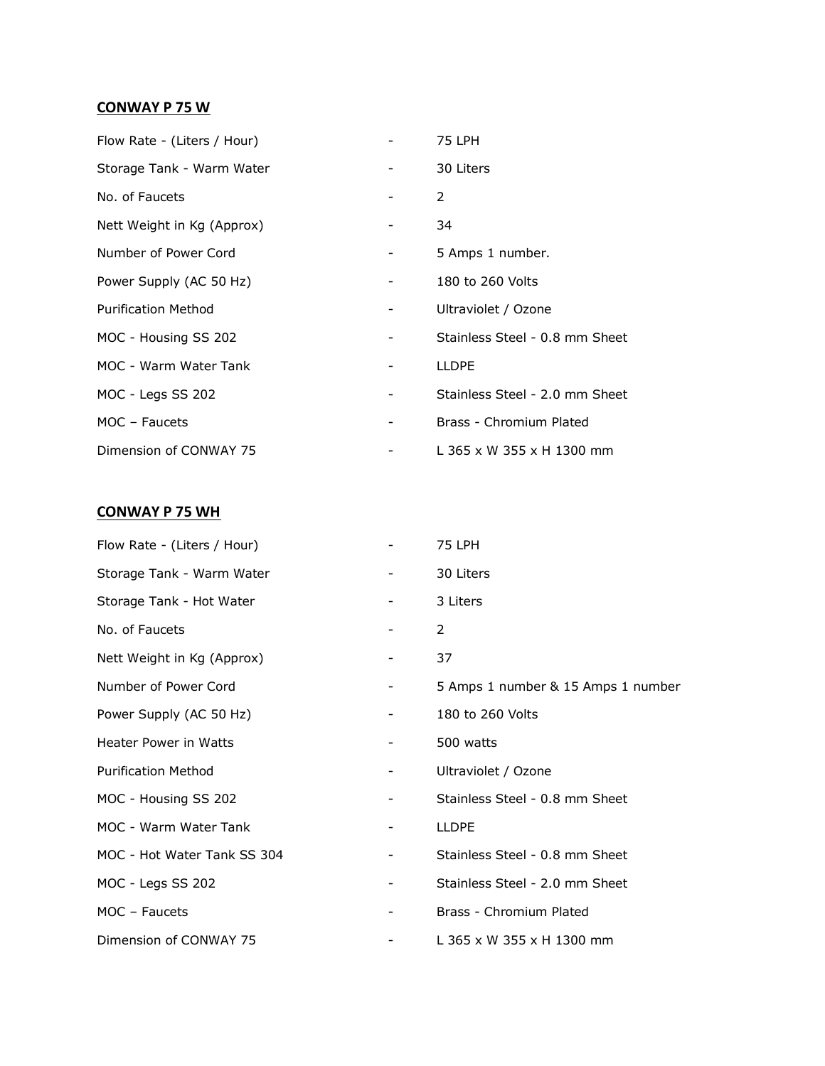## CONWAY P 75 W

| | | |
|---|---|---|
| Flow Rate - (Liters / Hour) | - | 75 LPH |
| Storage Tank - Warm Water | - | 30 Liters |
| No. of Faucets | - | 2 |
| Nett Weight in Kg (Approx) | - | 34 |
| Number of Power Cord | - | 5 Amps 1 number. |
| Power Supply (AC 50 Hz) | - | 180 to 260 Volts |
| Purification Method | - | Ultraviolet / Ozone |
| MOC - Housing SS 202 | - | Stainless Steel - 0.8 mm Sheet |
| MOC - Warm Water Tank | - | LLDPE |
| MOC - Legs SS 202 | - | Stainless Steel - 2.0 mm Sheet |
| MOC – Faucets | - | Brass - Chromium Plated |
| Dimension of CONWAY 75 | - | L 365 x W 355 x H 1300 mm |

## CONWAY P 75 WH

| | | |
|---|---|---|
| Flow Rate - (Liters / Hour) | - | 75 LPH |
| Storage Tank - Warm Water | - | 30 Liters |
| Storage Tank - Hot Water | - | 3 Liters |
| No. of Faucets | - | 2 |
| Nett Weight in Kg (Approx) | - | 37 |
| Number of Power Cord | - | 5 Amps 1 number & 15 Amps 1 number |
| Power Supply (AC 50 Hz) | - | 180 to 260 Volts |
| Heater Power in Watts | - | 500 watts |
| Purification Method | - | Ultraviolet / Ozone |
| MOC - Housing SS 202 | - | Stainless Steel - 0.8 mm Sheet |
| MOC - Warm Water Tank | - | LLDPE |
| MOC - Hot Water Tank SS 304 | - | Stainless Steel - 0.8 mm Sheet |
| MOC - Legs SS 202 | - | Stainless Steel - 2.0 mm Sheet |
| MOC – Faucets | - | Brass - Chromium Plated |
| Dimension of CONWAY 75 | - | L 365 x W 355 x H 1300 mm |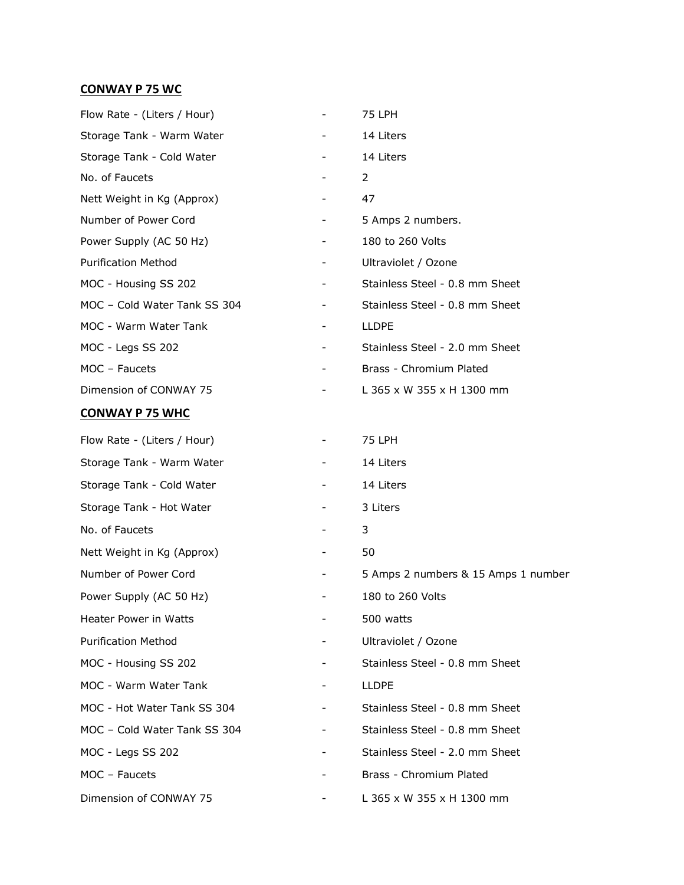**CONWAY P 75 WC**

| | | |
|---|---|---|
| Flow Rate - (Liters / Hour) | - | 75 LPH |
| Storage Tank - Warm Water | - | 14 Liters |
| Storage Tank - Cold Water | - | 14 Liters |
| No. of Faucets | - | 2 |
| Nett Weight in Kg (Approx) | - | 47 |
| Number of Power Cord | - | 5 Amps 2 numbers. |
| Power Supply (AC 50 Hz) | - | 180 to 260 Volts |
| Purification Method | - | Ultraviolet / Ozone |
| MOC - Housing SS 202 | - | Stainless Steel - 0.8 mm Sheet |
| MOC – Cold Water Tank SS 304 | - | Stainless Steel - 0.8 mm Sheet |
| MOC - Warm Water Tank | - | LLDPE |
| MOC - Legs SS 202 | - | Stainless Steel - 2.0 mm Sheet |
| MOC – Faucets | - | Brass - Chromium Plated |
| Dimension of CONWAY 75 | - | L 365 x W 355 x H 1300 mm |

**CONWAY P 75 WHC**

| | | |
|---|---|---|
| Flow Rate - (Liters / Hour) | - | 75 LPH |
| Storage Tank - Warm Water | - | 14 Liters |
| Storage Tank - Cold Water | - | 14 Liters |
| Storage Tank - Hot Water | - | 3 Liters |
| No. of Faucets | - | 3 |
| Nett Weight in Kg (Approx) | - | 50 |
| Number of Power Cord | - | 5 Amps 2 numbers & 15 Amps 1 number |
| Power Supply (AC 50 Hz) | - | 180 to 260 Volts |
| Heater Power in Watts | - | 500 watts |
| Purification Method | - | Ultraviolet / Ozone |
| MOC - Housing SS 202 | - | Stainless Steel - 0.8 mm Sheet |
| MOC - Warm Water Tank | - | LLDPE |
| MOC - Hot Water Tank SS 304 | - | Stainless Steel - 0.8 mm Sheet |
| MOC – Cold Water Tank SS 304 | - | Stainless Steel - 0.8 mm Sheet |
| MOC - Legs SS 202 | - | Stainless Steel - 2.0 mm Sheet |
| MOC – Faucets | - | Brass - Chromium Plated |
| Dimension of CONWAY 75 | - | L 365 x W 355 x H 1300 mm |